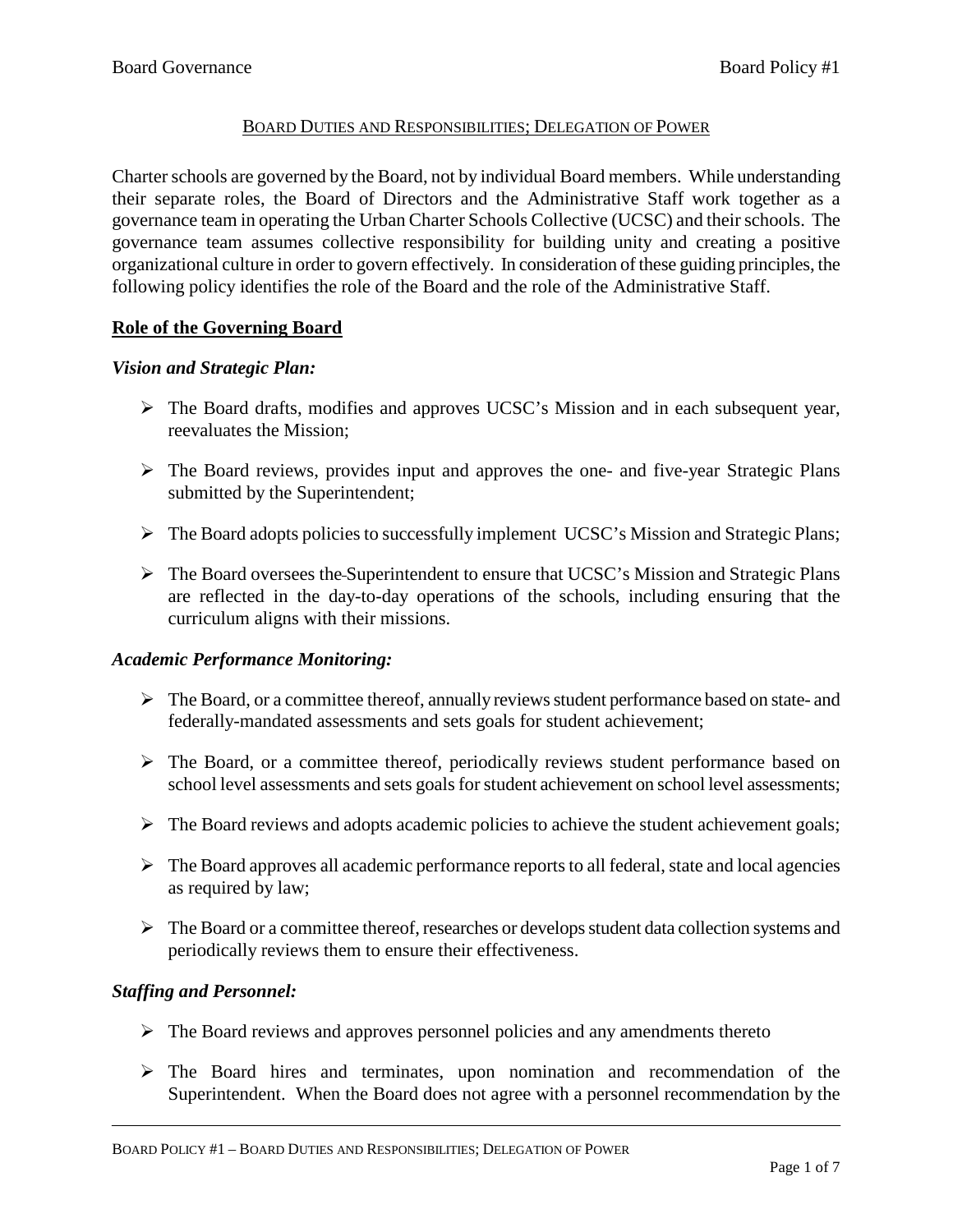## BOARD DUTIES AND RESPONSIBILITIES; DELEGATION OF POWER

Charter schools are governed by the Board, not by individual Board members. While understanding their separate roles, the Board of Directors and the Administrative Staff work together as a governance team in operating the Urban Charter Schools Collective (UCSC) and their schools. The governance team assumes collective responsibility for building unity and creating a positive organizational culture in order to govern effectively. In consideration of these guiding principles, the following policy identifies the role of the Board and the role of the Administrative Staff.

### Role of the Governing Board

#### *Vision and Strategic Plan:*

- The Board drafts, modifies and approves UCSC's Mission and in each subsequent year, reevaluates the Mission;
- The Board reviews, provides input and approves the one- and five-year Strategic Plans submitted by the Superintendent;
- The Board adopts policies to successfully implement UCSC's Mission and Strategic Plans;
- The Board oversees the Superintendent to ensure that UCSC's Mission and Strategic Plans are reflected in the day-to-day operations of the schools, including ensuring that the curriculum aligns with their missions.

#### *Academic Performance Monitoring:*

- The Board, or a committee thereof, annually reviews student performance based on state- and federally-mandated assessments and sets goals for student achievement;
- The Board, or a committee thereof, periodically reviews student performance based on school level assessments and sets goals for student achievement on school level assessments;
- The Board reviews and adopts academic policies to achieve the student achievement goals;
- The Board approves all academic performance reports to all federal, state and local agencies as required by law;
- The Board or a committee thereof, researches or develops student data collection systems and periodically reviews them to ensure their effectiveness.

#### *Staffing and Personnel:*

- The Board reviews and approves personnel policies and any amendments thereto
- The Board hires and terminates, upon nomination and recommendation of the Superintendent. When the Board does not agree with a personnel recommendation by the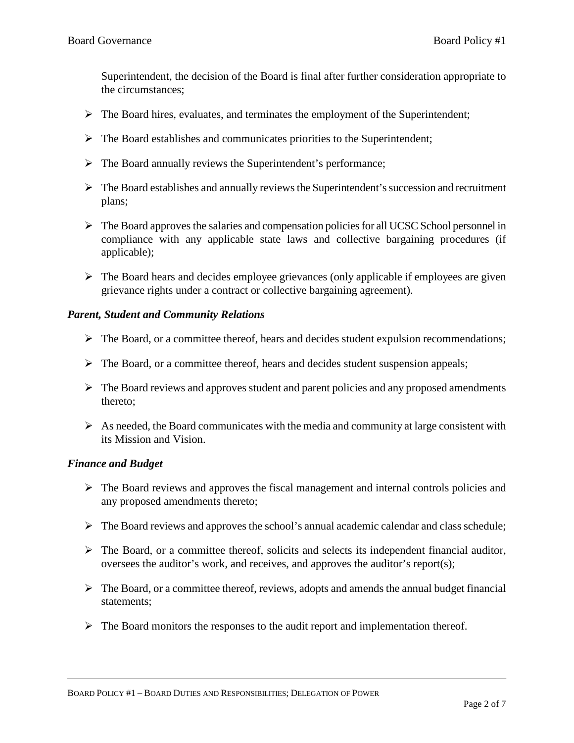Superintendent, the decision of the Board is final after further consideration appropriate to the circumstances;

- The Board hires, evaluates, and terminates the employment of the Superintendent;
- The Board establishes and communicates priorities to the Superintendent;
- The Board annually reviews the Superintendent's performance;
- The Board establishes and annually reviews the Superintendent's succession and recruitment plans;
- The Board approves the salaries and compensation policies for all UCSC School personnel in compliance with any applicable state laws and collective bargaining procedures (if applicable);
- The Board hears and decides employee grievances (only applicable if employees are given grievance rights under a contract or collective bargaining agreement).

***Parent, Student and Community Relations***

- The Board, or a committee thereof, hears and decides student expulsion recommendations;
- The Board, or a committee thereof, hears and decides student suspension appeals;
- The Board reviews and approves student and parent policies and any proposed amendments thereto;
- As needed, the Board communicates with the media and community at large consistent with its Mission and Vision.

***Finance and Budget***

- The Board reviews and approves the fiscal management and internal controls policies and any proposed amendments thereto;
- The Board reviews and approves the school's annual academic calendar and class schedule;
- The Board, or a committee thereof, solicits and selects its independent financial auditor, oversees the auditor's work, ~~and~~ receives, and approves the auditor's report(s);
- The Board, or a committee thereof, reviews, adopts and amends the annual budget financial statements;
- The Board monitors the responses to the audit report and implementation thereof.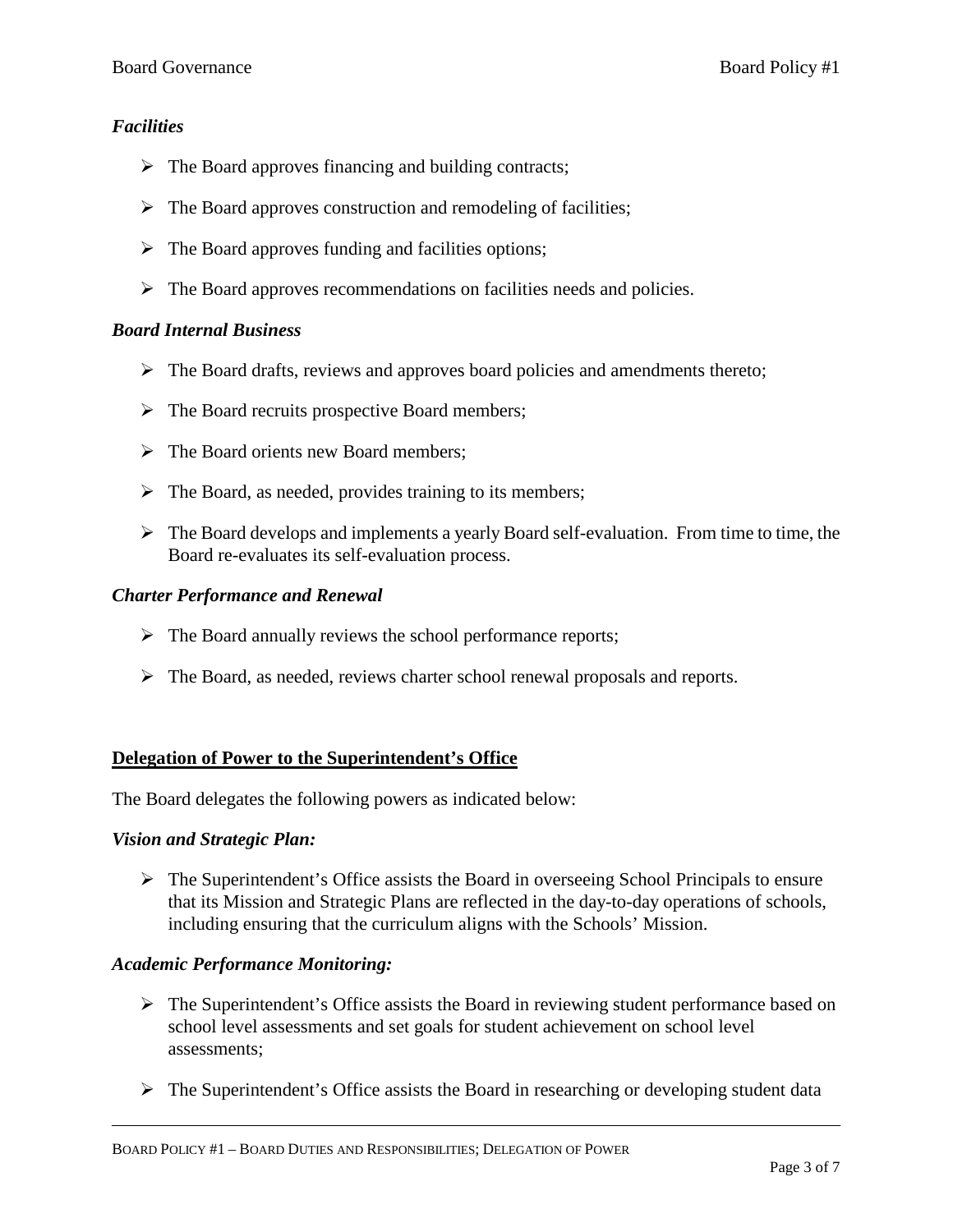### *Facilities*

- The Board approves financing and building contracts;
- The Board approves construction and remodeling of facilities;
- The Board approves funding and facilities options;
- The Board approves recommendations on facilities needs and policies.

### *Board Internal Business*

- The Board drafts, reviews and approves board policies and amendments thereto;
- The Board recruits prospective Board members;
- The Board orients new Board members;
- The Board, as needed, provides training to its members;
- The Board develops and implements a yearly Board self-evaluation. From time to time, the Board re-evaluates its self-evaluation process.

### *Charter Performance and Renewal*

- The Board annually reviews the school performance reports;
- The Board, as needed, reviews charter school renewal proposals and reports.

## **Delegation of Power to the Superintendent's Office**

The Board delegates the following powers as indicated below:

### *Vision and Strategic Plan:*

- The Superintendent's Office assists the Board in overseeing School Principals to ensure that its Mission and Strategic Plans are reflected in the day-to-day operations of schools, including ensuring that the curriculum aligns with the Schools' Mission.

### *Academic Performance Monitoring:*

- The Superintendent's Office assists the Board in reviewing student performance based on school level assessments and set goals for student achievement on school level assessments;
- The Superintendent's Office assists the Board in researching or developing student data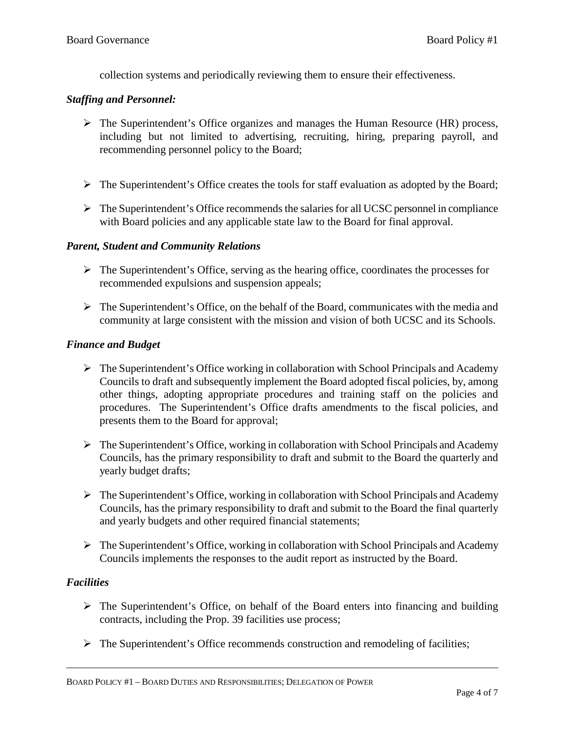collection systems and periodically reviewing them to ensure their effectiveness.

***Staffing and Personnel:***

- The Superintendent's Office organizes and manages the Human Resource (HR) process, including but not limited to advertising, recruiting, hiring, preparing payroll, and recommending personnel policy to the Board;

- The Superintendent's Office creates the tools for staff evaluation as adopted by the Board;

- The Superintendent's Office recommends the salaries for all UCSC personnel in compliance with Board policies and any applicable state law to the Board for final approval.

***Parent, Student and Community Relations***

- The Superintendent's Office, serving as the hearing office, coordinates the processes for recommended expulsions and suspension appeals;

- The Superintendent's Office, on the behalf of the Board, communicates with the media and community at large consistent with the mission and vision of both UCSC and its Schools.

***Finance and Budget***

- The Superintendent's Office working in collaboration with School Principals and Academy Councils to draft and subsequently implement the Board adopted fiscal policies, by, among other things, adopting appropriate procedures and training staff on the policies and procedures. The Superintendent's Office drafts amendments to the fiscal policies, and presents them to the Board for approval;

- The Superintendent's Office, working in collaboration with School Principals and Academy Councils, has the primary responsibility to draft and submit to the Board the quarterly and yearly budget drafts;

- The Superintendent's Office, working in collaboration with School Principals and Academy Councils, has the primary responsibility to draft and submit to the Board the final quarterly and yearly budgets and other required financial statements;

- The Superintendent's Office, working in collaboration with School Principals and Academy Councils implements the responses to the audit report as instructed by the Board.

***Facilities***

- The Superintendent's Office, on behalf of the Board enters into financing and building contracts, including the Prop. 39 facilities use process;

- The Superintendent's Office recommends construction and remodeling of facilities;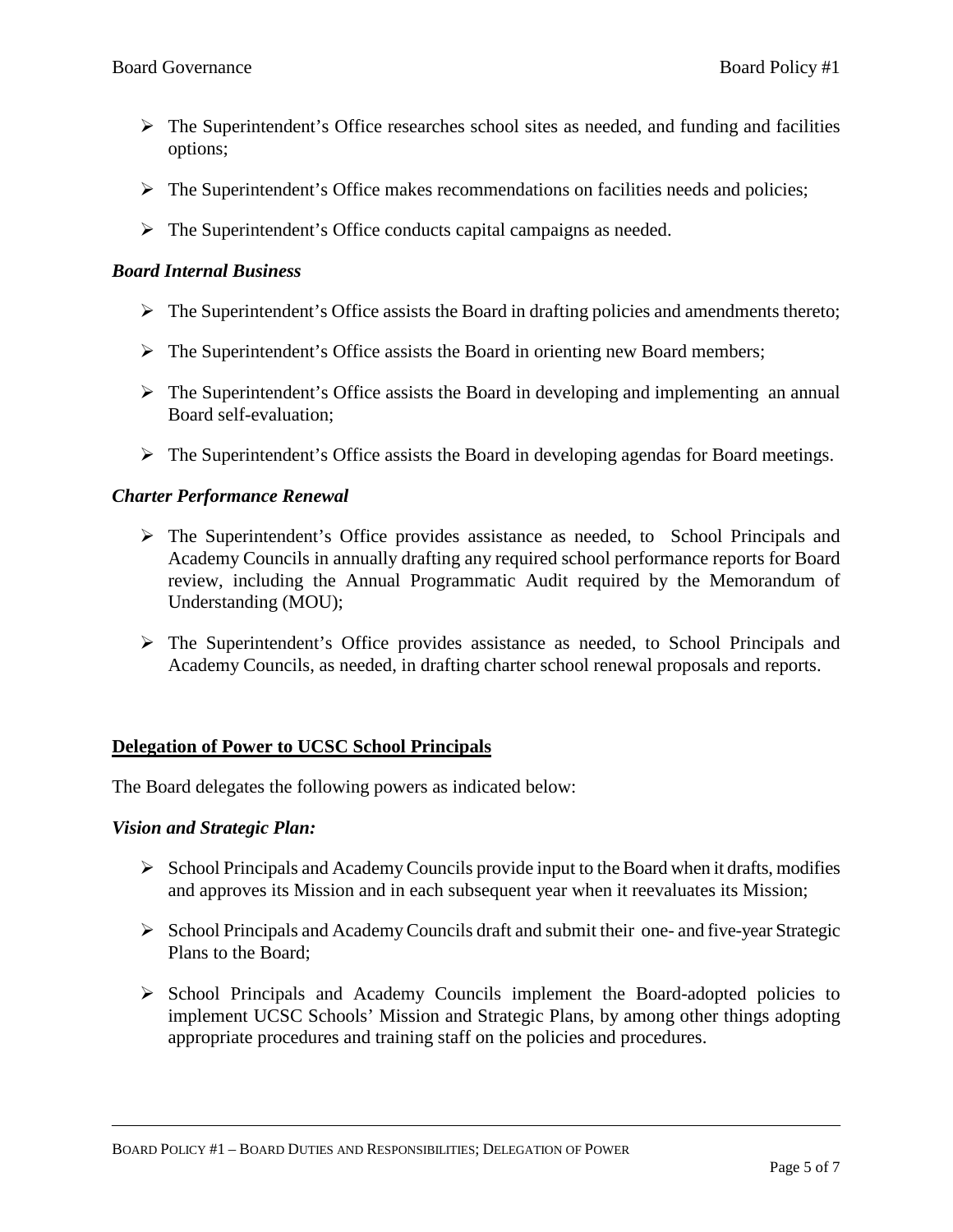- The Superintendent's Office researches school sites as needed, and funding and facilities options;
- The Superintendent's Office makes recommendations on facilities needs and policies;
- The Superintendent's Office conducts capital campaigns as needed.

***Board Internal Business***

- The Superintendent's Office assists the Board in drafting policies and amendments thereto;
- The Superintendent's Office assists the Board in orienting new Board members;
- The Superintendent's Office assists the Board in developing and implementing an annual Board self-evaluation;
- The Superintendent's Office assists the Board in developing agendas for Board meetings.

***Charter Performance Renewal***

- The Superintendent's Office provides assistance as needed, to School Principals and Academy Councils in annually drafting any required school performance reports for Board review, including the Annual Programmatic Audit required by the Memorandum of Understanding (MOU);
- The Superintendent's Office provides assistance as needed, to School Principals and Academy Councils, as needed, in drafting charter school renewal proposals and reports.

## Delegation of Power to UCSC School Principals

The Board delegates the following powers as indicated below:

***Vision and Strategic Plan:***

- School Principals and Academy Councils provide input to the Board when it drafts, modifies and approves its Mission and in each subsequent year when it reevaluates its Mission;
- School Principals and Academy Councils draft and submit their one- and five-year Strategic Plans to the Board;
- School Principals and Academy Councils implement the Board-adopted policies to implement UCSC Schools' Mission and Strategic Plans, by among other things adopting appropriate procedures and training staff on the policies and procedures.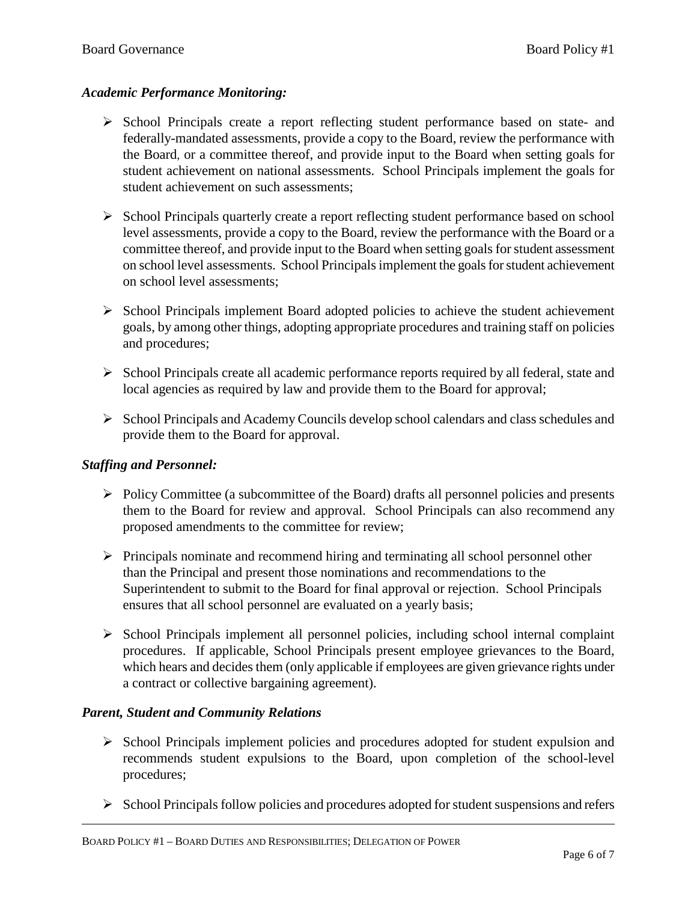***Academic Performance Monitoring:***

- School Principals create a report reflecting student performance based on state- and federally-mandated assessments, provide a copy to the Board, review the performance with the Board, or a committee thereof, and provide input to the Board when setting goals for student achievement on national assessments. School Principals implement the goals for student achievement on such assessments;

- School Principals quarterly create a report reflecting student performance based on school level assessments, provide a copy to the Board, review the performance with the Board or a committee thereof, and provide input to the Board when setting goals for student assessment on school level assessments. School Principals implement the goals for student achievement on school level assessments;

- School Principals implement Board adopted policies to achieve the student achievement goals, by among other things, adopting appropriate procedures and training staff on policies and procedures;

- School Principals create all academic performance reports required by all federal, state and local agencies as required by law and provide them to the Board for approval;

- School Principals and Academy Councils develop school calendars and class schedules and provide them to the Board for approval.

***Staffing and Personnel:***

- Policy Committee (a subcommittee of the Board) drafts all personnel policies and presents them to the Board for review and approval. School Principals can also recommend any proposed amendments to the committee for review;

- Principals nominate and recommend hiring and terminating all school personnel other than the Principal and present those nominations and recommendations to the Superintendent to submit to the Board for final approval or rejection. School Principals ensures that all school personnel are evaluated on a yearly basis;

- School Principals implement all personnel policies, including school internal complaint procedures. If applicable, School Principals present employee grievances to the Board, which hears and decides them (only applicable if employees are given grievance rights under a contract or collective bargaining agreement).

***Parent, Student and Community Relations***

- School Principals implement policies and procedures adopted for student expulsion and recommends student expulsions to the Board, upon completion of the school-level procedures;

- School Principals follow policies and procedures adopted for student suspensions and refers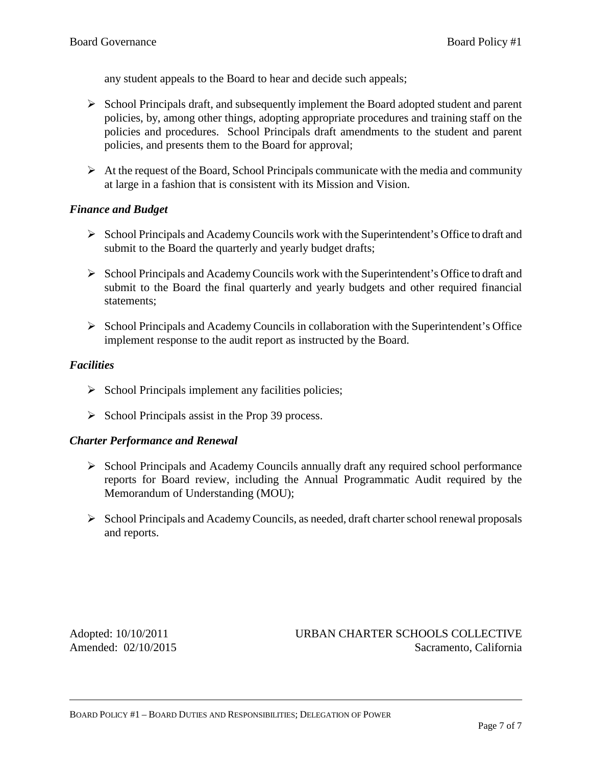any student appeals to the Board to hear and decide such appeals;

- School Principals draft, and subsequently implement the Board adopted student and parent policies, by, among other things, adopting appropriate procedures and training staff on the policies and procedures. School Principals draft amendments to the student and parent policies, and presents them to the Board for approval;
- At the request of the Board, School Principals communicate with the media and community at large in a fashion that is consistent with its Mission and Vision.

### *Finance and Budget*

- School Principals and Academy Councils work with the Superintendent's Office to draft and submit to the Board the quarterly and yearly budget drafts;
- School Principals and Academy Councils work with the Superintendent's Office to draft and submit to the Board the final quarterly and yearly budgets and other required financial statements;
- School Principals and Academy Councils in collaboration with the Superintendent's Office implement response to the audit report as instructed by the Board.

### *Facilities*

- School Principals implement any facilities policies;
- School Principals assist in the Prop 39 process.

### *Charter Performance and Renewal*

- School Principals and Academy Councils annually draft any required school performance reports for Board review, including the Annual Programmatic Audit required by the Memorandum of Understanding (MOU);
- School Principals and Academy Councils, as needed, draft charter school renewal proposals and reports.

Adopted: 10/10/2011
Amended: 02/10/2015

URBAN CHARTER SCHOOLS COLLECTIVE
Sacramento, California